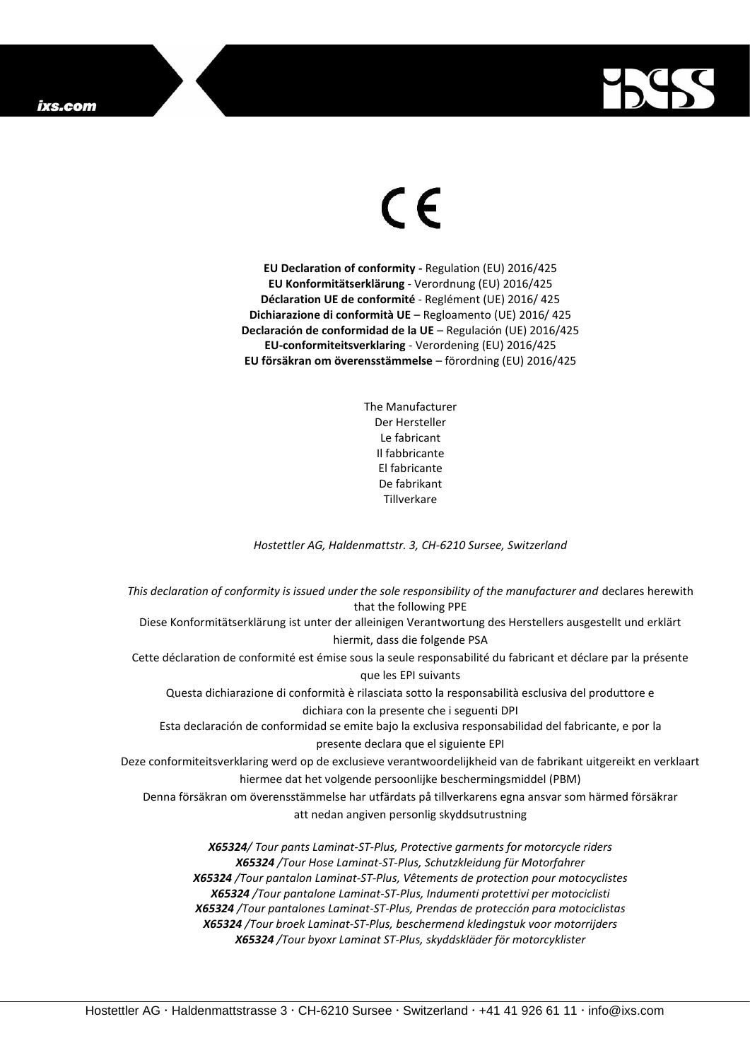CE

**EU Declaration of conformity -** Regulation (EU) 2016/425
**EU Konformitätserklärung** - Verordnung (EU) 2016/425
**Déclaration UE de conformité** - Reglément (UE) 2016/ 425
**Dichiarazione di conformità UE** – Regloamento (UE) 2016/ 425
**Declaración de conformidad de la UE** – Regulación (UE) 2016/425
**EU-conformiteitsverklaring** - Verordening (EU) 2016/425
**EU försäkran om överensstämmelse** – förordning (EU) 2016/425

The Manufacturer
Der Hersteller
Le fabricant
Il fabbricante
El fabricante
De fabrikant
Tillverkare

*Hostettler AG, Haldenmattstr. 3, CH-6210 Sursee, Switzerland*

*This declaration of conformity is issued under the sole responsibility of the manufacturer and* declares herewith that the following PPE

Diese Konformitätserklärung ist unter der alleinigen Verantwortung des Herstellers ausgestellt und erklärt hiermit, dass die folgende PSA

Cette déclaration de conformité est émise sous la seule responsabilité du fabricant et déclare par la présente que les EPI suivants

Questa dichiarazione di conformità è rilasciata sotto la responsabilità esclusiva del produttore e dichiara con la presente che i seguenti DPI

Esta declaración de conformidad se emite bajo la exclusiva responsabilidad del fabricante, e por la presente declara que el siguiente EPI

Deze conformiteitsverklaring werd op de exclusieve verantwoordelijkheid van de fabrikant uitgereikt en verklaart hiermee dat het volgende persoonlijke beschermingsmiddel (PBM)

Denna försäkran om överensstämmelse har utfärdats på tillverkarens egna ansvar som härmed försäkrar att nedan angiven personlig skyddsutrustning

***X65324****/ Tour pants Laminat-ST-Plus, Protective garments for motorcycle riders*
***X65324*** */Tour Hose Laminat-ST-Plus, Schutzkleidung für Motorfahrer*
***X65324*** */Tour pantalon Laminat-ST-Plus, Vêtements de protection pour motocyclistes*
***X65324*** */Tour pantalone Laminat-ST-Plus, Indumenti protettivi per motociclisti*
***X65324*** */Tour pantalones Laminat-ST-Plus, Prendas de protección para motociclistas*
***X65324*** */Tour broek Laminat-ST-Plus, beschermend kledingstuk voor motorrijders*
***X65324*** */Tour byoxr Laminat ST-Plus, skyddskläder för motorcyklister*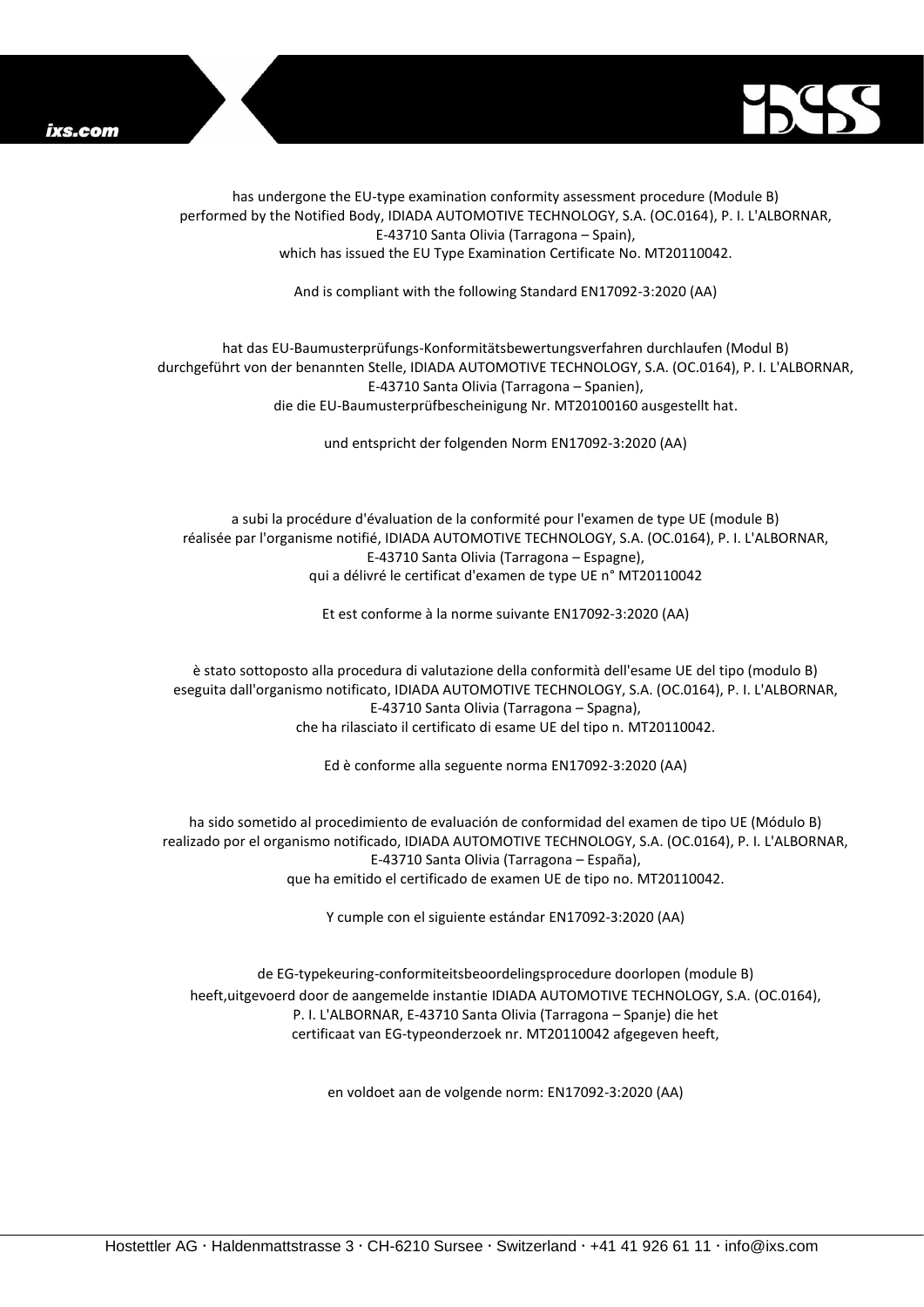has undergone the EU-type examination conformity assessment procedure (Module B) performed by the Notified Body, IDIADA AUTOMOTIVE TECHNOLOGY, S.A. (OC.0164), P. I. L'ALBORNAR, E-43710 Santa Olivia (Tarragona – Spain), which has issued the EU Type Examination Certificate No. MT20110042.

And is compliant with the following Standard EN17092-3:2020 (AA)

hat das EU-Baumusterprüfungs-Konformitätsbewertungsverfahren durchlaufen (Modul B) durchgeführt von der benannten Stelle, IDIADA AUTOMOTIVE TECHNOLOGY, S.A. (OC.0164), P. I. L'ALBORNAR, E-43710 Santa Olivia (Tarragona – Spanien), die die EU-Baumusterprüfbescheinigung Nr. MT20100160 ausgestellt hat.

und entspricht der folgenden Norm EN17092-3:2020 (AA)

a subi la procédure d'évaluation de la conformité pour l'examen de type UE (module B) réalisée par l'organisme notifié, IDIADA AUTOMOTIVE TECHNOLOGY, S.A. (OC.0164), P. I. L'ALBORNAR, E-43710 Santa Olivia (Tarragona – Espagne), qui a délivré le certificat d'examen de type UE n° MT20110042

Et est conforme à la norme suivante EN17092-3:2020 (AA)

è stato sottoposto alla procedura di valutazione della conformità dell'esame UE del tipo (modulo B) eseguita dall'organismo notificato, IDIADA AUTOMOTIVE TECHNOLOGY, S.A. (OC.0164), P. I. L'ALBORNAR, E-43710 Santa Olivia (Tarragona – Spagna), che ha rilasciato il certificato di esame UE del tipo n. MT20110042.

Ed è conforme alla seguente norma EN17092-3:2020 (AA)

ha sido sometido al procedimiento de evaluación de conformidad del examen de tipo UE (Módulo B) realizado por el organismo notificado, IDIADA AUTOMOTIVE TECHNOLOGY, S.A. (OC.0164), P. I. L'ALBORNAR, E-43710 Santa Olivia (Tarragona – España), que ha emitido el certificado de examen UE de tipo no. MT20110042.

Y cumple con el siguiente estándar EN17092-3:2020 (AA)

de EG-typekeuring-conformiteitsbeoordelingsprocedure doorlopen (module B) heeft,uitgevoerd door de aangemelde instantie IDIADA AUTOMOTIVE TECHNOLOGY, S.A. (OC.0164), P. I. L'ALBORNAR, E-43710 Santa Olivia (Tarragona – Spanje) die het certificaat van EG-typeonderzoek nr. MT20110042 afgegeven heeft,

en voldoet aan de volgende norm: EN17092-3:2020 (AA)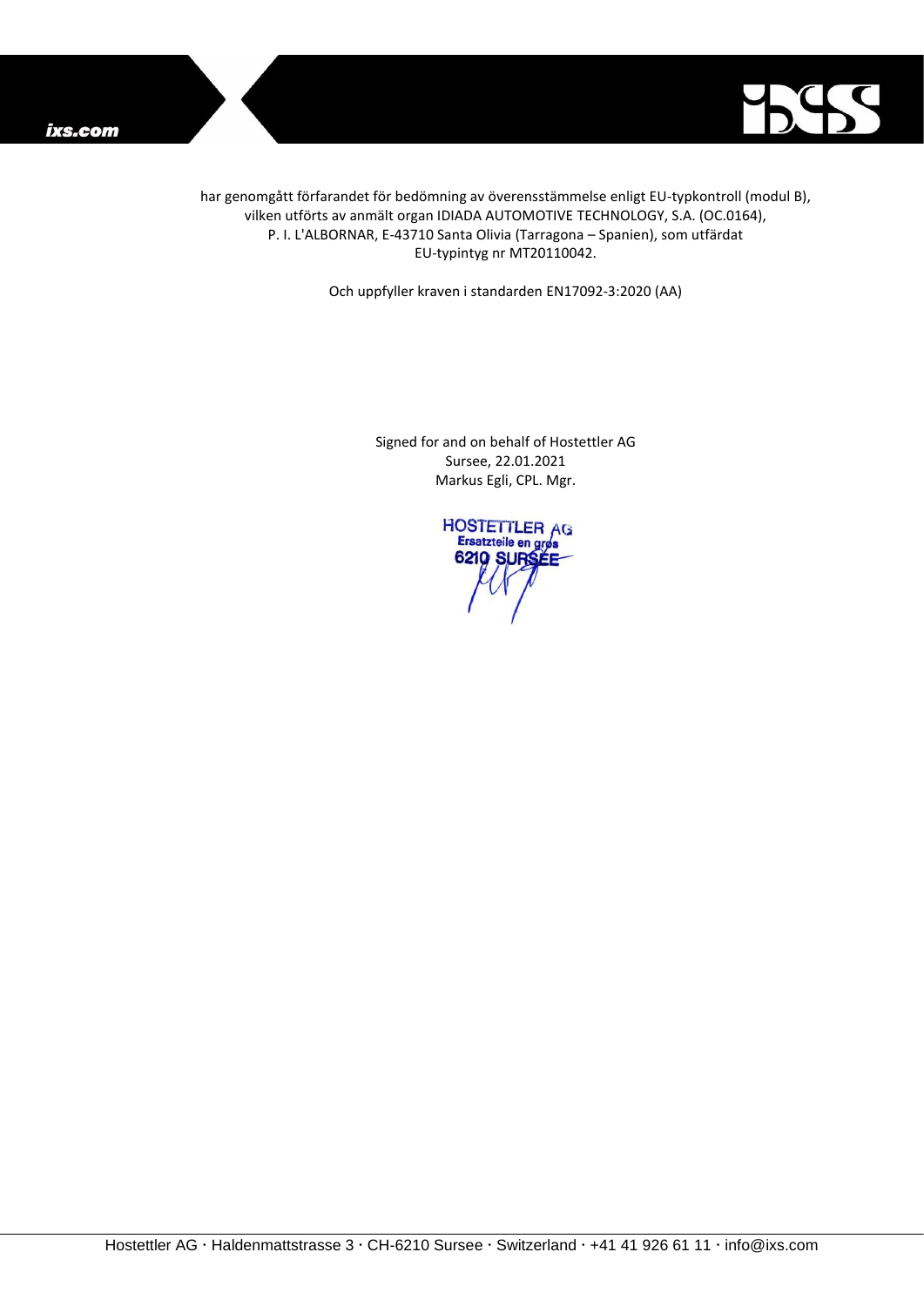har genomgått förfarandet för bedömning av överensstämmelse enligt EU-typkontroll (modul B), vilken utförts av anmält organ IDIADA AUTOMOTIVE TECHNOLOGY, S.A. (OC.0164), P. I. L'ALBORNAR, E-43710 Santa Olivia (Tarragona – Spanien), som utfärdat EU-typintyg nr MT20110042.

Och uppfyller kraven i standarden EN17092-3:2020 (AA)

Signed for and on behalf of Hostettler AG
Sursee, 22.01.2021
Markus Egli, CPL. Mgr.

HOSTETTLER AG
Ersatzteile en gros
6210 SURSEE